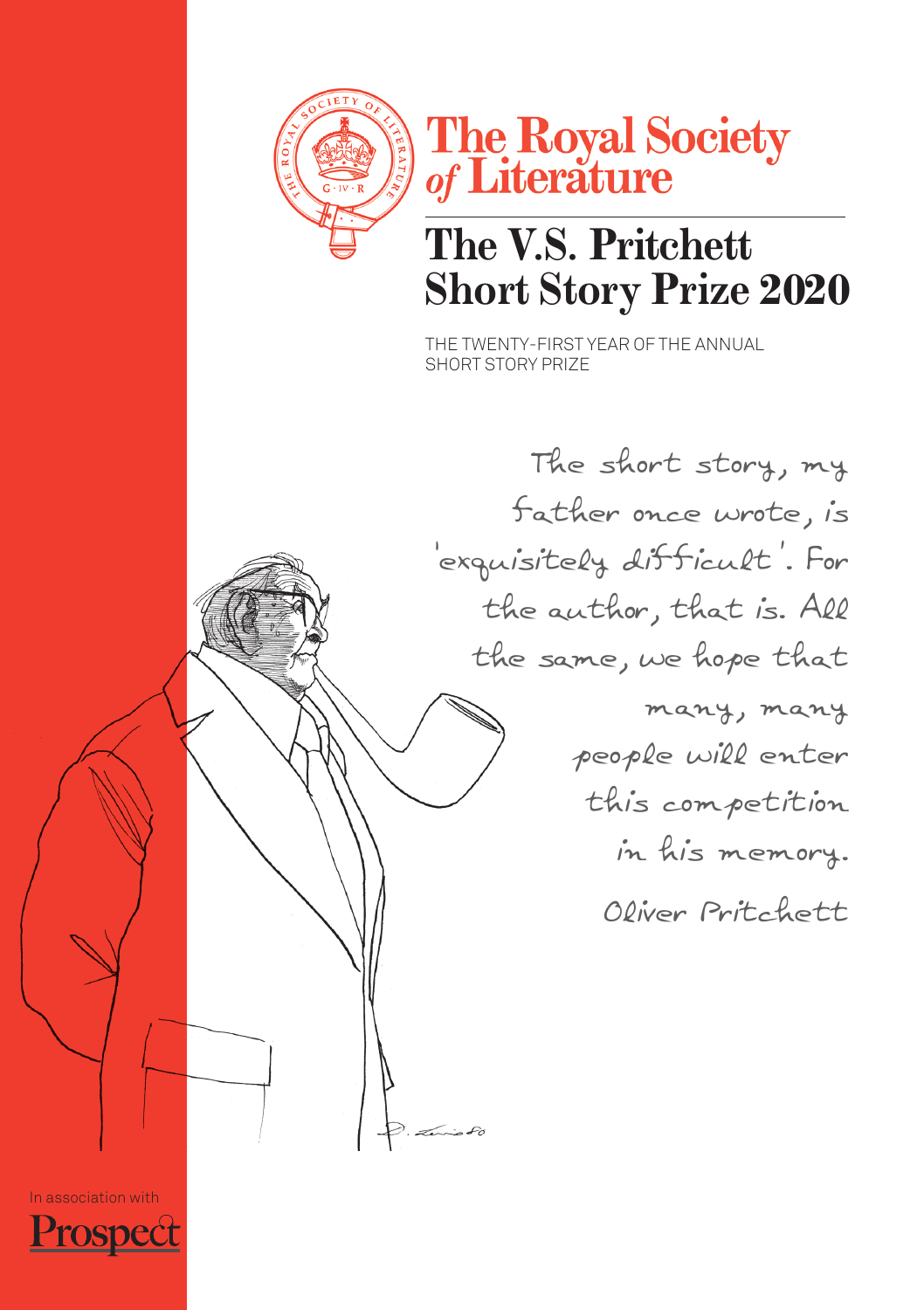# The Royal Society of Literature

## The V.S. Pritchett Short Story Prize 2020

THE TWENTY-FIRST YEAR OF THE ANNUAL SHORT STORY PRIZE

The short story, my father once wrote, is 'exquisitely difficult'. For the author, that is. All the same, we hope that many, many people will enter this competition in his memory.

Oliver Pritchett

In association with Prospect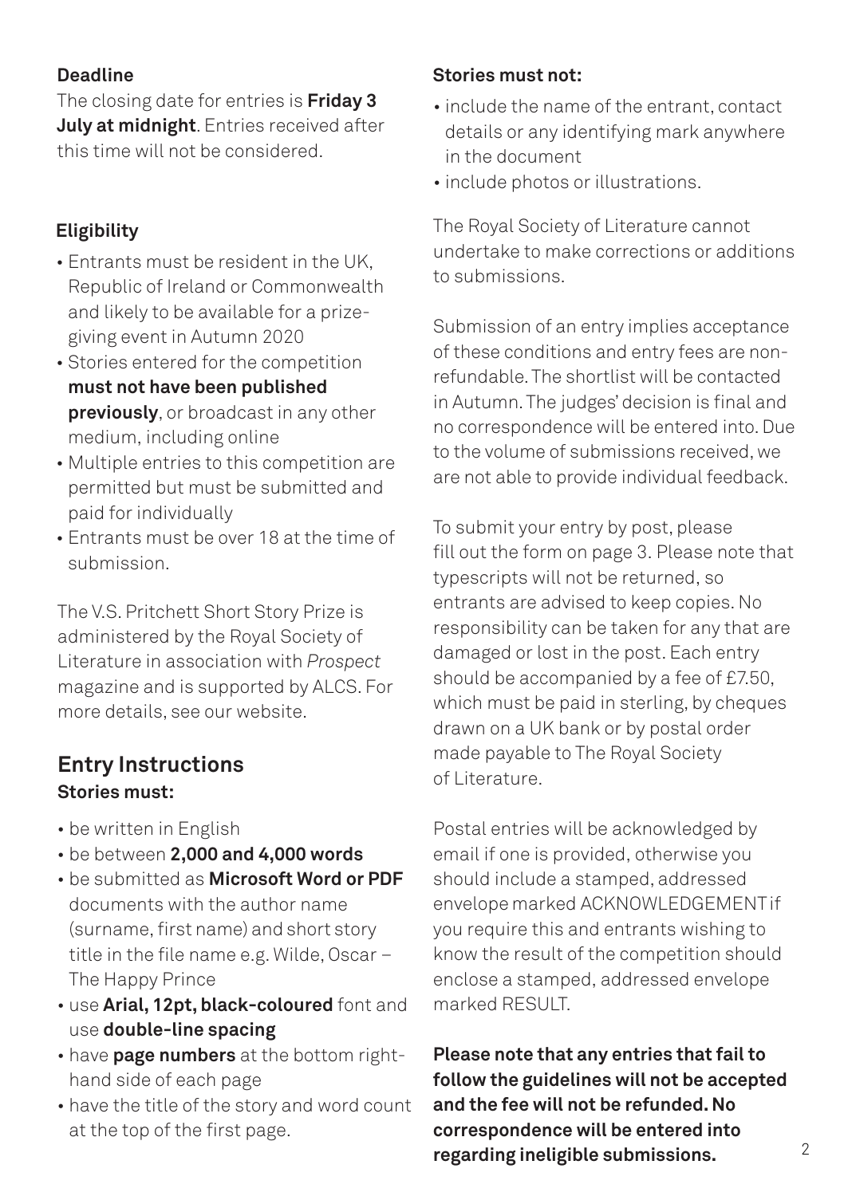### Deadline

The closing date for entries is **Friday 3 July at midnight**. Entries received after this time will not be considered.

### Eligibility

- Entrants must be resident in the UK, Republic of Ireland or Commonwealth and likely to be available for a prize-giving event in Autumn 2020
- Stories entered for the competition **must not have been published previously**, or broadcast in any other medium, including online
- Multiple entries to this competition are permitted but must be submitted and paid for individually
- Entrants must be over 18 at the time of submission.

The V.S. Pritchett Short Story Prize is administered by the Royal Society of Literature in association with *Prospect* magazine and is supported by ALCS. For more details, see our website.

## Entry Instructions

### Stories must:

- be written in English
- be between **2,000 and 4,000 words**
- be submitted as **Microsoft Word or PDF** documents with the author name (surname, first name) and short story title in the file name e.g. Wilde, Oscar – The Happy Prince
- use **Arial, 12pt, black-coloured** font and use **double-line spacing**
- have **page numbers** at the bottom right-hand side of each page
- have the title of the story and word count at the top of the first page.

### Stories must not:

- include the name of the entrant, contact details or any identifying mark anywhere in the document
- include photos or illustrations.

The Royal Society of Literature cannot undertake to make corrections or additions to submissions.

Submission of an entry implies acceptance of these conditions and entry fees are non-refundable. The shortlist will be contacted in Autumn. The judges' decision is final and no correspondence will be entered into. Due to the volume of submissions received, we are not able to provide individual feedback.

To submit your entry by post, please fill out the form on page 3. Please note that typescripts will not be returned, so entrants are advised to keep copies. No responsibility can be taken for any that are damaged or lost in the post. Each entry should be accompanied by a fee of £7.50, which must be paid in sterling, by cheques drawn on a UK bank or by postal order made payable to The Royal Society of Literature.

Postal entries will be acknowledged by email if one is provided, otherwise you should include a stamped, addressed envelope marked ACKNOWLEDGEMENT if you require this and entrants wishing to know the result of the competition should enclose a stamped, addressed envelope marked RESULT.

**Please note that any entries that fail to follow the guidelines will not be accepted and the fee will not be refunded. No correspondence will be entered into regarding ineligible submissions.**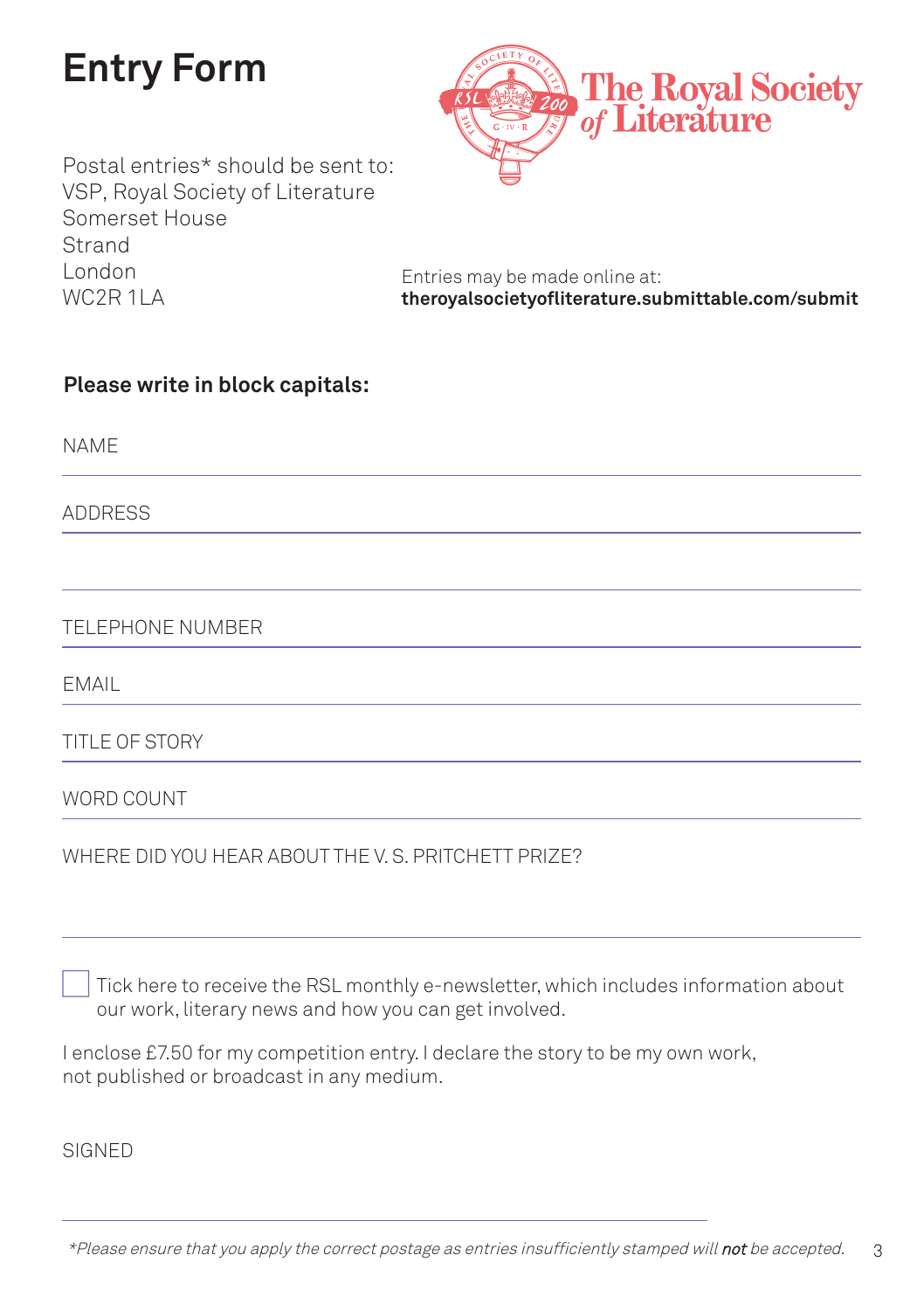# Entry Form

The Royal Society of Literature

Postal entries* should be sent to:
VSP, Royal Society of Literature
Somerset House
Strand
London
WC2R 1LA

Entries may be made online at:
**theroyalsocietyofliterature.submittable.com/submit**

**Please write in block capitals:**

NAME

ADDRESS

TELEPHONE NUMBER

EMAIL

TITLE OF STORY

WORD COUNT

WHERE DID YOU HEAR ABOUT THE V. S. PRITCHETT PRIZE?

☐ Tick here to receive the RSL monthly e-newsletter, which includes information about our work, literary news and how you can get involved.

I enclose £7.50 for my competition entry. I declare the story to be my own work, not published or broadcast in any medium.

SIGNED

*\*Please ensure that you apply the correct postage as entries insufficiently stamped will* ***not*** *be accepted.*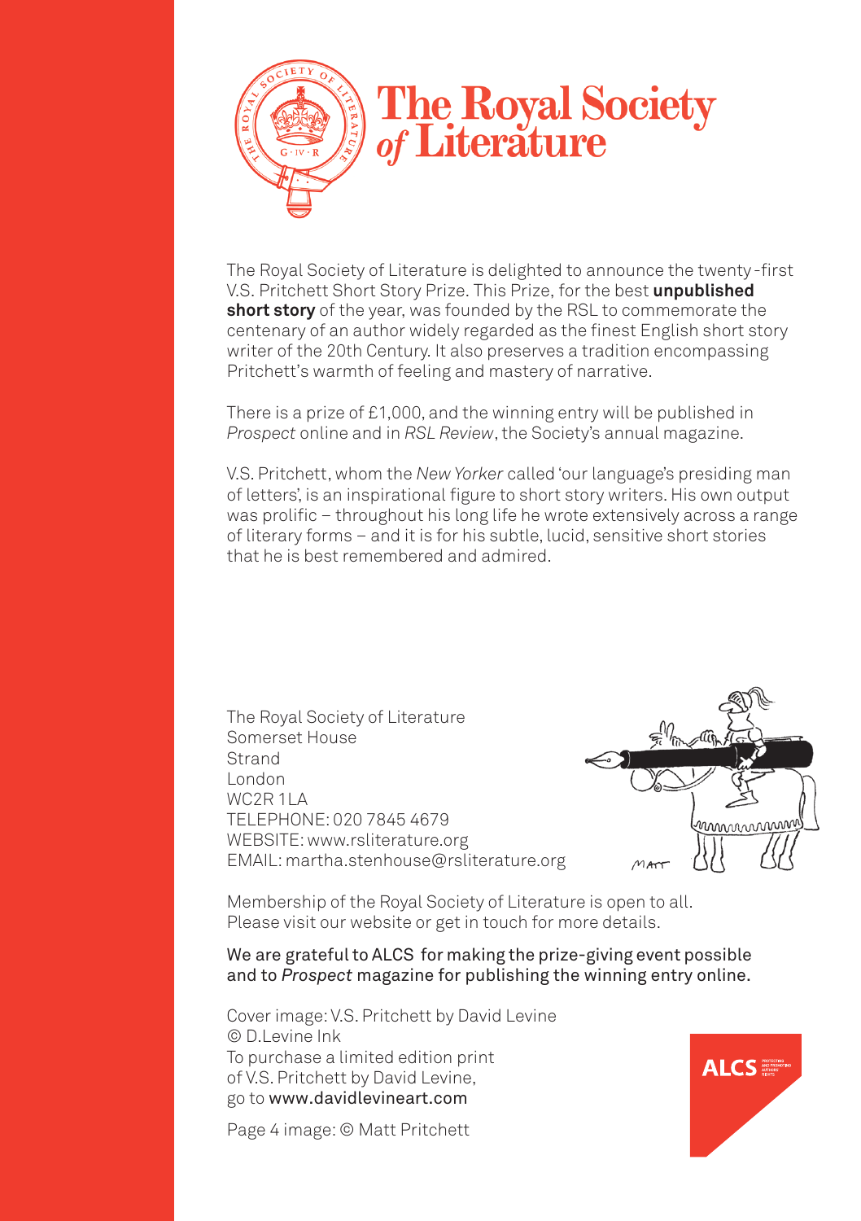# The Royal Society of Literature

The Royal Society of Literature is delighted to announce the twenty-first V.S. Pritchett Short Story Prize. This Prize, for the best **unpublished short story** of the year, was founded by the RSL to commemorate the centenary of an author widely regarded as the finest English short story writer of the 20th Century. It also preserves a tradition encompassing Pritchett's warmth of feeling and mastery of narrative.

There is a prize of £1,000, and the winning entry will be published in *Prospect* online and in *RSL Review*, the Society's annual magazine.

V.S. Pritchett, whom the *New Yorker* called 'our language's presiding man of letters', is an inspirational figure to short story writers. His own output was prolific – throughout his long life he wrote extensively across a range of literary forms – and it is for his subtle, lucid, sensitive short stories that he is best remembered and admired.

The Royal Society of Literature
Somerset House
Strand
London
WC2R 1LA
TELEPHONE: 020 7845 4679
WEBSITE: www.rsliterature.org
EMAIL: martha.stenhouse@rsliterature.org

Membership of the Royal Society of Literature is open to all.
Please visit our website or get in touch for more details.

We are grateful to ALCS for making the prize-giving event possible and to *Prospect* magazine for publishing the winning entry online.

Cover image: V.S. Pritchett by David Levine
© D.Levine Ink
To purchase a limited edition print
of V.S. Pritchett by David Levine,
go to www.davidlevineart.com

Page 4 image: © Matt Pritchett